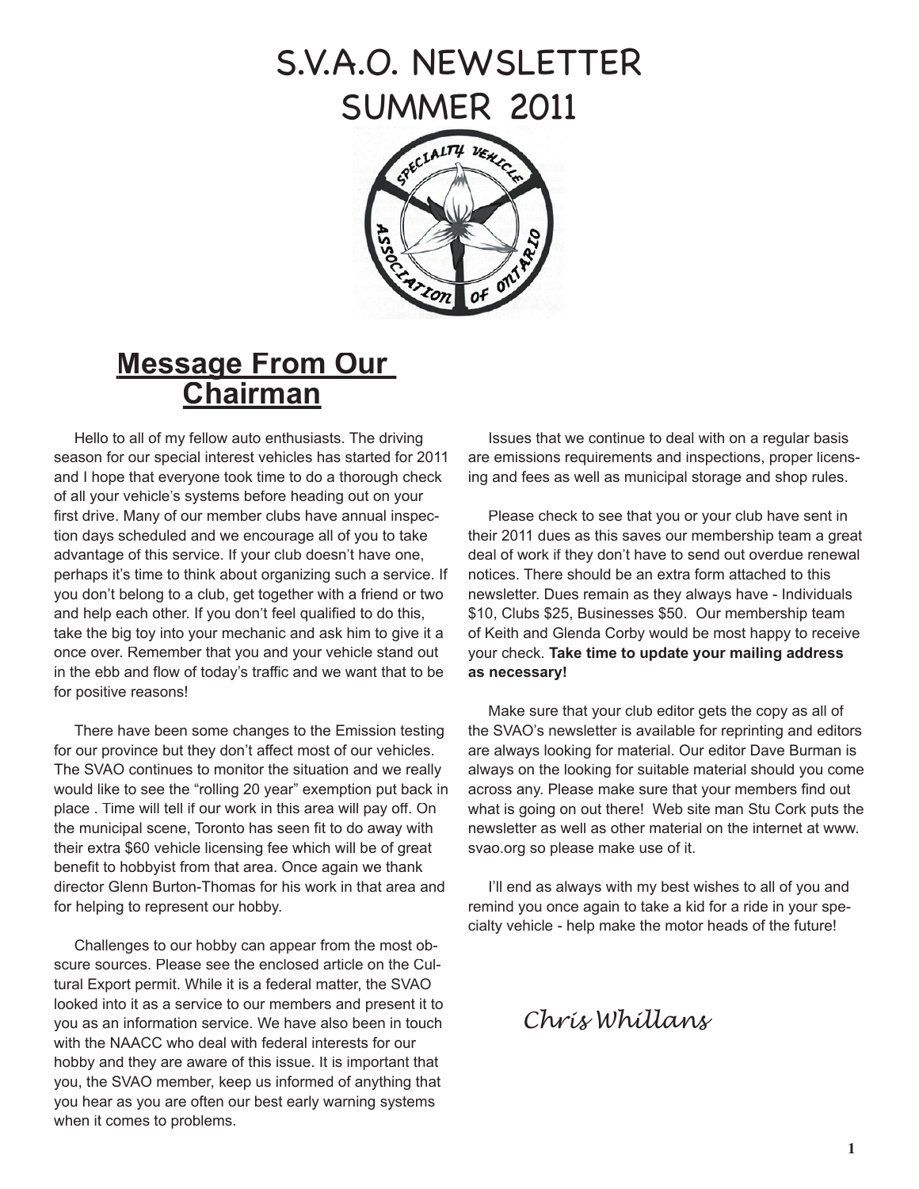# S.V.A.O. NEWSLETTER
# SUMMER 2011

## Message From Our Chairman

Hello to all of my fellow auto enthusiasts. The driving season for our special interest vehicles has started for 2011 and I hope that everyone took time to do a thorough check of all your vehicle's systems before heading out on your first drive. Many of our member clubs have annual inspection days scheduled and we encourage all of you to take advantage of this service. If your club doesn't have one, perhaps it's time to think about organizing such a service. If you don't belong to a club, get together with a friend or two and help each other. If you don't feel qualified to do this, take the big toy into your mechanic and ask him to give it a once over. Remember that you and your vehicle stand out in the ebb and flow of today's traffic and we want that to be for positive reasons!

There have been some changes to the Emission testing for our province but they don't affect most of our vehicles. The SVAO continues to monitor the situation and we really would like to see the "rolling 20 year" exemption put back in place . Time will tell if our work in this area will pay off. On the municipal scene, Toronto has seen fit to do away with their extra $60 vehicle licensing fee which will be of great benefit to hobbyist from that area. Once again we thank director Glenn Burton-Thomas for his work in that area and for helping to represent our hobby.

Challenges to our hobby can appear from the most obscure sources. Please see the enclosed article on the Cultural Export permit. While it is a federal matter, the SVAO looked into it as a service to our members and present it to you as an information service. We have also been in touch with the NAACC who deal with federal interests for our hobby and they are aware of this issue. It is important that you, the SVAO member, keep us informed of anything that you hear as you are often our best early warning systems when it comes to problems.

Issues that we continue to deal with on a regular basis are emissions requirements and inspections, proper licensing and fees as well as municipal storage and shop rules.

Please check to see that you or your club have sent in their 2011 dues as this saves our membership team a great deal of work if they don't have to send out overdue renewal notices. There should be an extra form attached to this newsletter. Dues remain as they always have - Individuals $10, Clubs $25, Businesses $50. Our membership team of Keith and Glenda Corby would be most happy to receive your check. **Take time to update your mailing address as necessary!**

Make sure that your club editor gets the copy as all of the SVAO's newsletter is available for reprinting and editors are always looking for material. Our editor Dave Burman is always on the looking for suitable material should you come across any. Please make sure that your members find out what is going on out there! Web site man Stu Cork puts the newsletter as well as other material on the internet at www.svao.org so please make use of it.

I'll end as always with my best wishes to all of you and remind you once again to take a kid for a ride in your specialty vehicle - help make the motor heads of the future!

*Chris Whillans*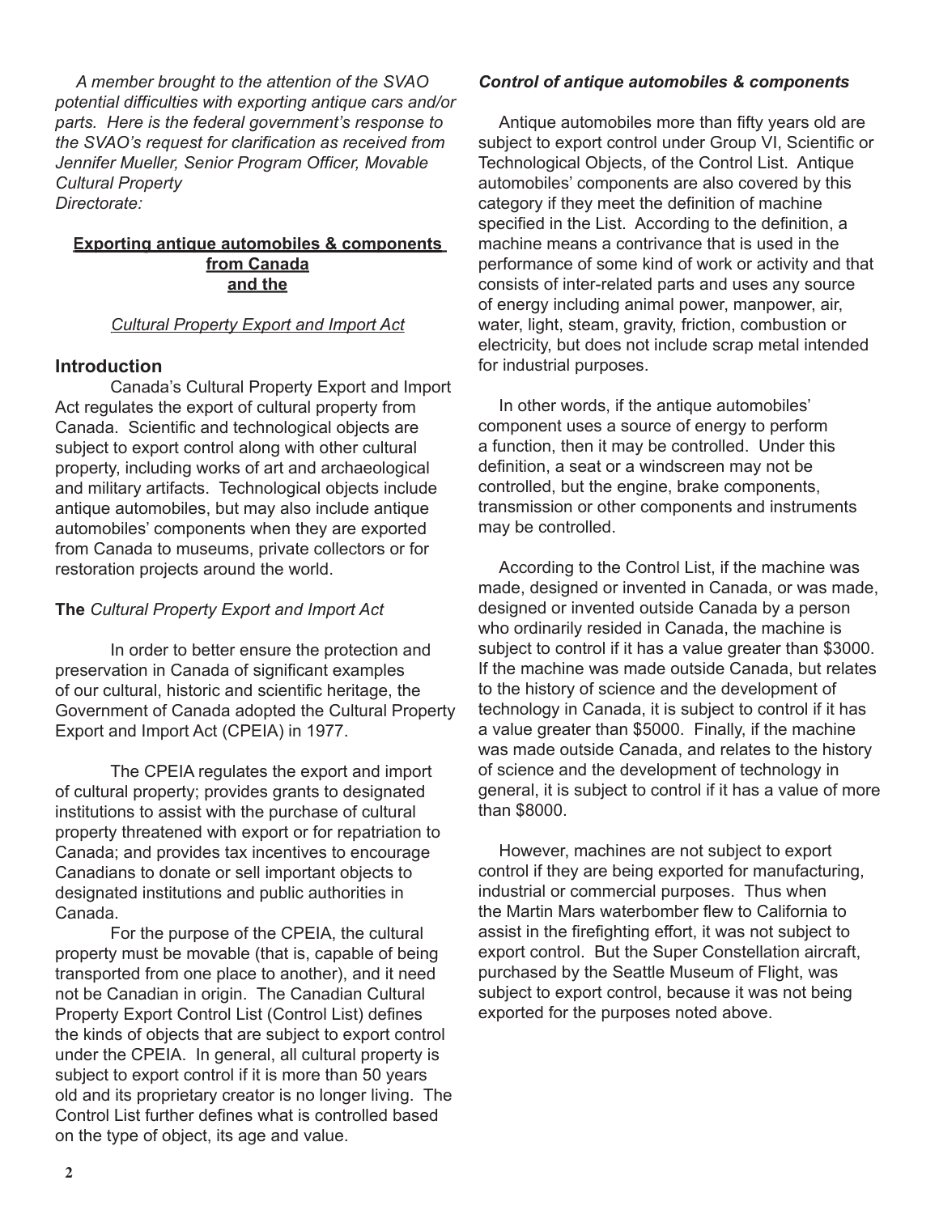*A member brought to the attention of the SVAO potential difficulties with exporting antique cars and/or parts. Here is the federal government's response to the SVAO's request for clarification as received from Jennifer Mueller, Senior Program Officer, Movable Cultural Property Directorate:*

## Exporting antique automobiles & components from Canada and the

*Cultural Property Export and Import Act*

## Introduction

Canada's Cultural Property Export and Import Act regulates the export of cultural property from Canada. Scientific and technological objects are subject to export control along with other cultural property, including works of art and archaeological and military artifacts. Technological objects include antique automobiles, but may also include antique automobiles' components when they are exported from Canada to museums, private collectors or for restoration projects around the world.

### The *Cultural Property Export and Import Act*

In order to better ensure the protection and preservation in Canada of significant examples of our cultural, historic and scientific heritage, the Government of Canada adopted the Cultural Property Export and Import Act (CPEIA) in 1977.

The CPEIA regulates the export and import of cultural property; provides grants to designated institutions to assist with the purchase of cultural property threatened with export or for repatriation to Canada; and provides tax incentives to encourage Canadians to donate or sell important objects to designated institutions and public authorities in Canada.

For the purpose of the CPEIA, the cultural property must be movable (that is, capable of being transported from one place to another), and it need not be Canadian in origin. The Canadian Cultural Property Export Control List (Control List) defines the kinds of objects that are subject to export control under the CPEIA. In general, all cultural property is subject to export control if it is more than 50 years old and its proprietary creator is no longer living. The Control List further defines what is controlled based on the type of object, its age and value.

### *Control of antique automobiles & components*

Antique automobiles more than fifty years old are subject to export control under Group VI, Scientific or Technological Objects, of the Control List. Antique automobiles' components are also covered by this category if they meet the definition of machine specified in the List. According to the definition, a machine means a contrivance that is used in the performance of some kind of work or activity and that consists of inter-related parts and uses any source of energy including animal power, manpower, air, water, light, steam, gravity, friction, combustion or electricity, but does not include scrap metal intended for industrial purposes.

In other words, if the antique automobiles' component uses a source of energy to perform a function, then it may be controlled. Under this definition, a seat or a windscreen may not be controlled, but the engine, brake components, transmission or other components and instruments may be controlled.

According to the Control List, if the machine was made, designed or invented in Canada, or was made, designed or invented outside Canada by a person who ordinarily resided in Canada, the machine is subject to control if it has a value greater than $3000. If the machine was made outside Canada, but relates to the history of science and the development of technology in Canada, it is subject to control if it has a value greater than $5000. Finally, if the machine was made outside Canada, and relates to the history of science and the development of technology in general, it is subject to control if it has a value of more than $8000.

However, machines are not subject to export control if they are being exported for manufacturing, industrial or commercial purposes. Thus when the Martin Mars waterbomber flew to California to assist in the firefighting effort, it was not subject to export control. But the Super Constellation aircraft, purchased by the Seattle Museum of Flight, was subject to export control, because it was not being exported for the purposes noted above.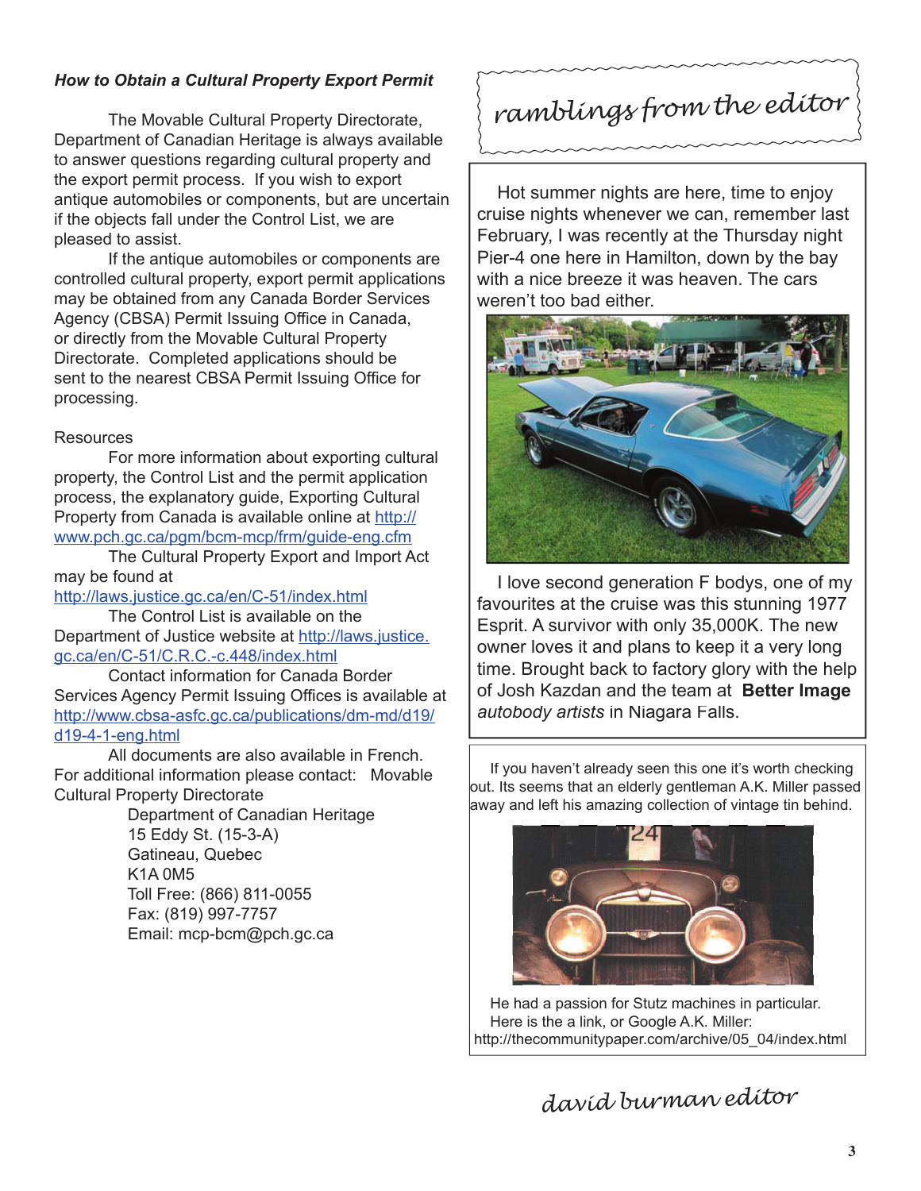### *How to Obtain a Cultural Property Export Permit*

The Movable Cultural Property Directorate, Department of Canadian Heritage is always available to answer questions regarding cultural property and the export permit process. If you wish to export antique automobiles or components, but are uncertain if the objects fall under the Control List, we are pleased to assist.

If the antique automobiles or components are controlled cultural property, export permit applications may be obtained from any Canada Border Services Agency (CBSA) Permit Issuing Office in Canada, or directly from the Movable Cultural Property Directorate. Completed applications should be sent to the nearest CBSA Permit Issuing Office for processing.

Resources

For more information about exporting cultural property, the Control List and the permit application process, the explanatory guide, Exporting Cultural Property from Canada is available online at http://www.pch.gc.ca/pgm/bcm-mcp/frm/guide-eng.cfm

The Cultural Property Export and Import Act may be found at http://laws.justice.gc.ca/en/C-51/index.html

The Control List is available on the Department of Justice website at http://laws.justice.gc.ca/en/C-51/C.R.C.-c.448/index.html

Contact information for Canada Border Services Agency Permit Issuing Offices is available at http://www.cbsa-asfc.gc.ca/publications/dm-md/d19/d19-4-1-eng.html

All documents are also available in French. For additional information please contact: Movable Cultural Property Directorate

Department of Canadian Heritage
15 Eddy St. (15-3-A)
Gatineau, Quebec
K1A 0M5
Toll Free: (866) 811-0055
Fax: (819) 997-7757
Email: mcp-bcm@pch.gc.ca

## *ramblings from the editor*

Hot summer nights are here, time to enjoy cruise nights whenever we can, remember last February, I was recently at the Thursday night Pier-4 one here in Hamilton, down by the bay with a nice breeze it was heaven. The cars weren't too bad either.

I love second generation F bodys, one of my favourites at the cruise was this stunning 1977 Esprit. A survivor with only 35,000K. The new owner loves it and plans to keep it a very long time. Brought back to factory glory with the help of Josh Kazdan and the team at **Better Image** *autobody artists* in Niagara Falls.

If you haven't already seen this one it's worth checking out. Its seems that an elderly gentleman A.K. Miller passed away and left his amazing collection of vintage tin behind.

He had a passion for Stutz machines in particular. Here is the a link, or Google A.K. Miller: http://thecommunitypaper.com/archive/05_04/index.html

*david burman editor*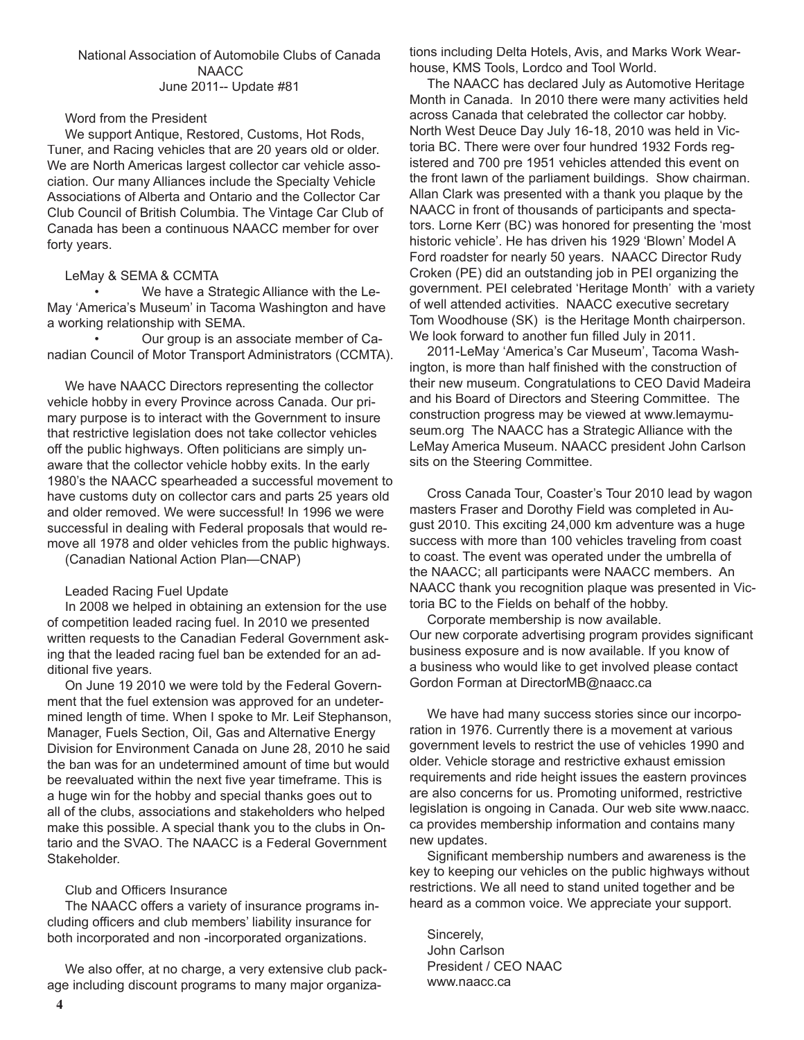National Association of Automobile Clubs of Canada
NAACC
June 2011-- Update #81

## Word from the President

We support Antique, Restored, Customs, Hot Rods, Tuner, and Racing vehicles that are 20 years old or older. We are North Americas largest collector car vehicle association. Our many Alliances include the Specialty Vehicle Associations of Alberta and Ontario and the Collector Car Club Council of British Columbia. The Vintage Car Club of Canada has been a continuous NAACC member for over forty years.

## LeMay & SEMA & CCMTA

- We have a Strategic Alliance with the LeMay 'America's Museum' in Tacoma Washington and have a working relationship with SEMA.
- Our group is an associate member of Canadian Council of Motor Transport Administrators (CCMTA).

We have NAACC Directors representing the collector vehicle hobby in every Province across Canada. Our primary purpose is to interact with the Government to insure that restrictive legislation does not take collector vehicles off the public highways. Often politicians are simply unaware that the collector vehicle hobby exits. In the early 1980's the NAACC spearheaded a successful movement to have customs duty on collector cars and parts 25 years old and older removed. We were successful! In 1996 we were successful in dealing with Federal proposals that would remove all 1978 and older vehicles from the public highways. (Canadian National Action Plan—CNAP)

## Leaded Racing Fuel Update

In 2008 we helped in obtaining an extension for the use of competition leaded racing fuel. In 2010 we presented written requests to the Canadian Federal Government asking that the leaded racing fuel ban be extended for an additional five years.

On June 19 2010 we were told by the Federal Government that the fuel extension was approved for an undetermined length of time. When I spoke to Mr. Leif Stephanson, Manager, Fuels Section, Oil, Gas and Alternative Energy Division for Environment Canada on June 28, 2010 he said the ban was for an undetermined amount of time but would be reevaluated within the next five year timeframe. This is a huge win for the hobby and special thanks goes out to all of the clubs, associations and stakeholders who helped make this possible. A special thank you to the clubs in Ontario and the SVAO. The NAACC is a Federal Government Stakeholder.

## Club and Officers Insurance

The NAACC offers a variety of insurance programs including officers and club members' liability insurance for both incorporated and non -incorporated organizations.

We also offer, at no charge, a very extensive club package including discount programs to many major organizations including Delta Hotels, Avis, and Marks Work Wearhouse, KMS Tools, Lordco and Tool World.

The NAACC has declared July as Automotive Heritage Month in Canada. In 2010 there were many activities held across Canada that celebrated the collector car hobby. North West Deuce Day July 16-18, 2010 was held in Victoria BC. There were over four hundred 1932 Fords registered and 700 pre 1951 vehicles attended this event on the front lawn of the parliament buildings. Show chairman. Allan Clark was presented with a thank you plaque by the NAACC in front of thousands of participants and spectators. Lorne Kerr (BC) was honored for presenting the 'most historic vehicle'. He has driven his 1929 'Blown' Model A Ford roadster for nearly 50 years. NAACC Director Rudy Croken (PE) did an outstanding job in PEI organizing the government. PEI celebrated 'Heritage Month' with a variety of well attended activities. NAACC executive secretary Tom Woodhouse (SK) is the Heritage Month chairperson. We look forward to another fun filled July in 2011.

2011-LeMay 'America's Car Museum', Tacoma Washington, is more than half finished with the construction of their new museum. Congratulations to CEO David Madeira and his Board of Directors and Steering Committee. The construction progress may be viewed at www.lemaymuseum.org The NAACC has a Strategic Alliance with the LeMay America Museum. NAACC president John Carlson sits on the Steering Committee.

Cross Canada Tour, Coaster's Tour 2010 lead by wagon masters Fraser and Dorothy Field was completed in August 2010. This exciting 24,000 km adventure was a huge success with more than 100 vehicles traveling from coast to coast. The event was operated under the umbrella of the NAACC; all participants were NAACC members. An NAACC thank you recognition plaque was presented in Victoria BC to the Fields on behalf of the hobby.

Corporate membership is now available.
Our new corporate advertising program provides significant business exposure and is now available. If you know of a business who would like to get involved please contact Gordon Forman at DirectorMB@naacc.ca

We have had many success stories since our incorporation in 1976. Currently there is a movement at various government levels to restrict the use of vehicles 1990 and older. Vehicle storage and restrictive exhaust emission requirements and ride height issues the eastern provinces are also concerns for us. Promoting uniformed, restrictive legislation is ongoing in Canada. Our web site www.naacc.ca provides membership information and contains many new updates.

Significant membership numbers and awareness is the key to keeping our vehicles on the public highways without restrictions. We all need to stand united together and be heard as a common voice. We appreciate your support.

Sincerely,
John Carlson
President / CEO NAAC
www.naacc.ca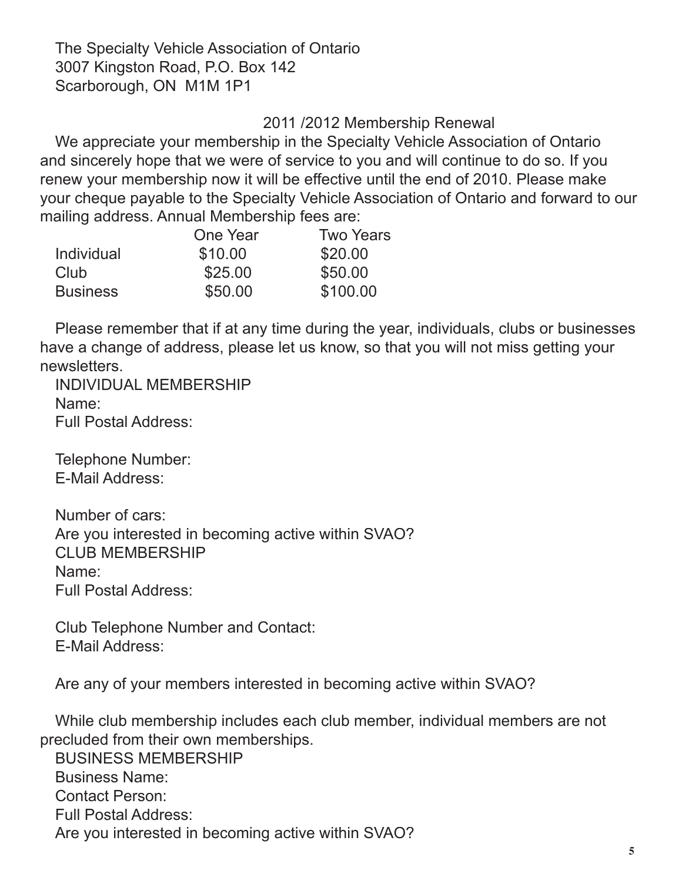The Specialty Vehicle Association of Ontario
3007 Kingston Road, P.O. Box 142
Scarborough, ON M1M 1P1

## 2011 /2012 Membership Renewal

We appreciate your membership in the Specialty Vehicle Association of Ontario and sincerely hope that we were of service to you and will continue to do so. If you renew your membership now it will be effective until the end of 2010. Please make your cheque payable to the Specialty Vehicle Association of Ontario and forward to our mailing address. Annual Membership fees are:

| | One Year | Two Years |
|---|---|---|
| Individual | $10.00 | $20.00 |
| Club | $25.00 | $50.00 |
| Business | $50.00 | $100.00 |

Please remember that if at any time during the year, individuals, clubs or businesses have a change of address, please let us know, so that you will not miss getting your newsletters.

INDIVIDUAL MEMBERSHIP

Name:

Full Postal Address:

Telephone Number:

E-Mail Address:

Number of cars:

Are you interested in becoming active within SVAO?

CLUB MEMBERSHIP

Name:

Full Postal Address:

Club Telephone Number and Contact:

E-Mail Address:

Are any of your members interested in becoming active within SVAO?

While club membership includes each club member, individual members are not precluded from their own memberships.

BUSINESS MEMBERSHIP

Business Name:

Contact Person:

Full Postal Address:

Are you interested in becoming active within SVAO?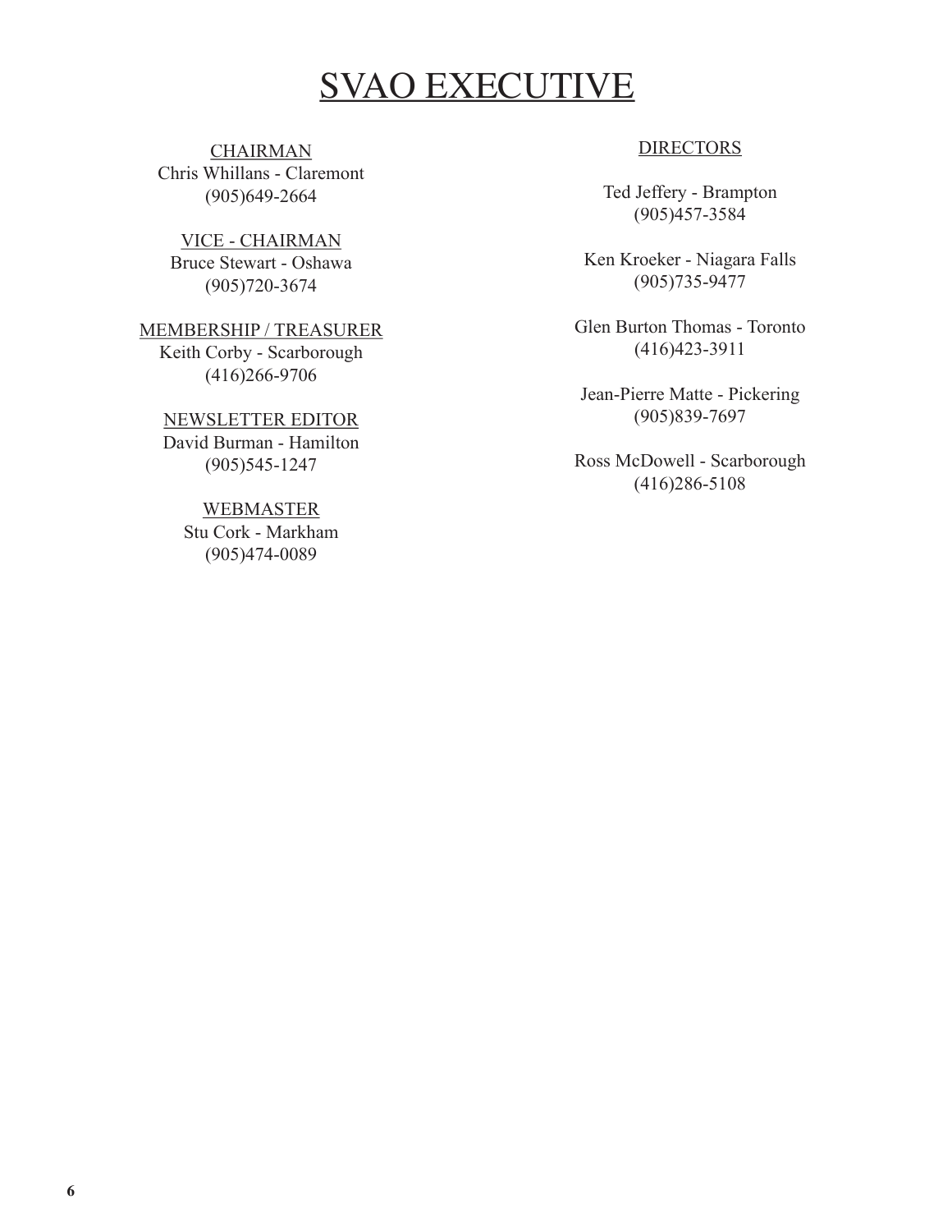# SVAO EXECUTIVE

CHAIRMAN
Chris Whillans - Claremont
(905)649-2664

VICE - CHAIRMAN
Bruce Stewart - Oshawa
(905)720-3674

MEMBERSHIP / TREASURER
Keith Corby - Scarborough
(416)266-9706

NEWSLETTER EDITOR
David Burman - Hamilton
(905)545-1247

WEBMASTER
Stu Cork - Markham
(905)474-0089

DIRECTORS

Ted Jeffery - Brampton
(905)457-3584

Ken Kroeker - Niagara Falls
(905)735-9477

Glen Burton Thomas - Toronto
(416)423-3911

Jean-Pierre Matte - Pickering
(905)839-7697

Ross McDowell - Scarborough
(416)286-5108